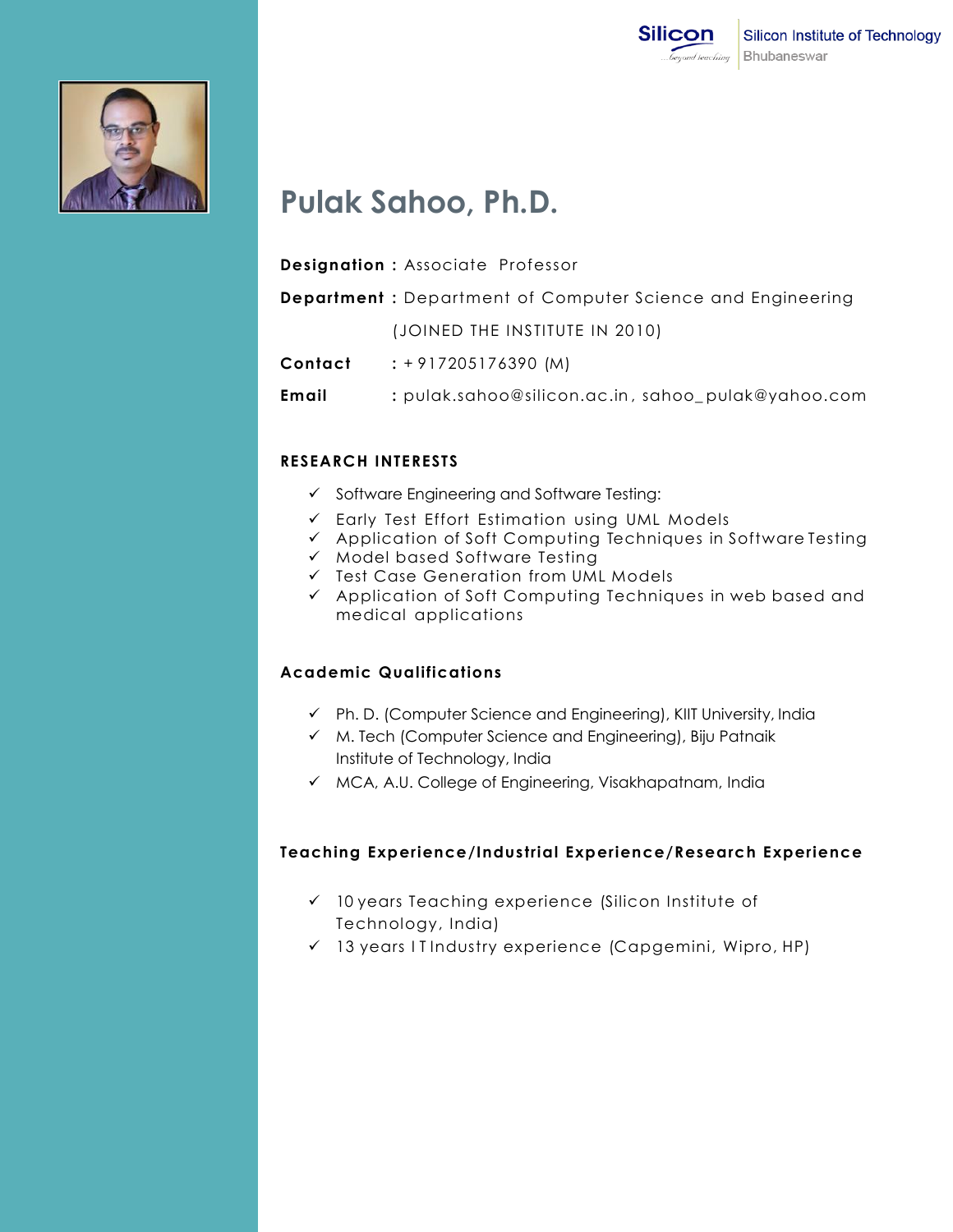Silicon Institute of Technology
Bhubaneswar

# Pulak Sahoo, Ph.D.

**Designation :** Associate Professor

**Department :** Department of Computer Science and Engineering

(JOINED THE INSTITUTE IN 2010)

**Contact** : + 917205176390 (M)

**Email** : pulak.sahoo@silicon.ac.in, sahoo_pulak@yahoo.com

## RESEARCH INTERESTS

- ✓ Software Engineering and Software Testing:
- ✓ Early Test Effort Estimation using UML Models
- ✓ Application of Soft Computing Techniques in Software Testing
- ✓ Model based Software Testing
- ✓ Test Case Generation from UML Models
- ✓ Application of Soft Computing Techniques in web based and medical applications

## Academic Qualifications

- ✓ Ph. D. (Computer Science and Engineering), KIIT University, India
- ✓ M. Tech (Computer Science and Engineering), Biju Patnaik Institute of Technology, India
- ✓ MCA, A.U. College of Engineering, Visakhapatnam, India

## Teaching Experience/Industrial Experience/Research Experience

- ✓ 10 years Teaching experience (Silicon Institute of Technology, India)
- ✓ 13 years I T Industry experience (Capgemini, Wipro, HP)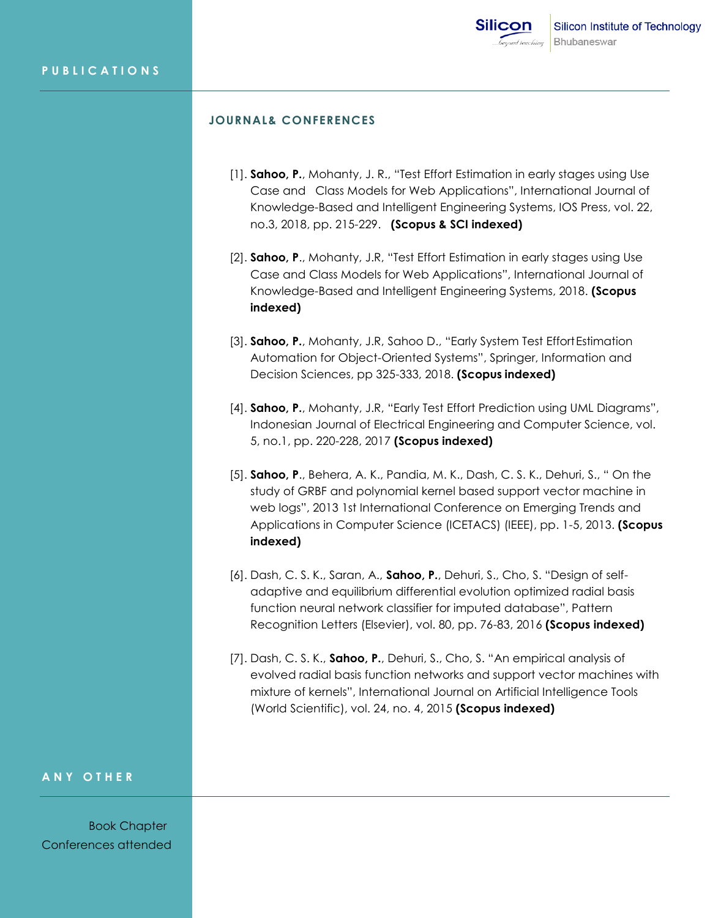## PUBLICATIONS

### JOURNAL& CONFERENCES

[1]. **Sahoo, P.**, Mohanty, J. R., "Test Effort Estimation in early stages using Use Case and Class Models for Web Applications", International Journal of Knowledge-Based and Intelligent Engineering Systems, IOS Press, vol. 22, no.3, 2018, pp. 215-229. **(Scopus & SCI indexed)**

[2]. **Sahoo, P**., Mohanty, J.R, "Test Effort Estimation in early stages using Use Case and Class Models for Web Applications", International Journal of Knowledge-Based and Intelligent Engineering Systems, 2018. **(Scopus indexed)**

[3]. **Sahoo, P.**, Mohanty, J.R, Sahoo D., "Early System Test Effort Estimation Automation for Object-Oriented Systems", Springer, Information and Decision Sciences, pp 325-333, 2018. **(Scopus indexed)**

[4]. **Sahoo, P.**, Mohanty, J.R, "Early Test Effort Prediction using UML Diagrams", Indonesian Journal of Electrical Engineering and Computer Science, vol. 5, no.1, pp. 220-228, 2017 **(Scopus indexed)**

[5]. **Sahoo, P**., Behera, A. K., Pandia, M. K., Dash, C. S. K., Dehuri, S., " On the study of GRBF and polynomial kernel based support vector machine in web logs", 2013 1st International Conference on Emerging Trends and Applications in Computer Science (ICETACS) (IEEE), pp. 1-5, 2013. **(Scopus indexed)**

[6]. Dash, C. S. K., Saran, A., **Sahoo, P.**, Dehuri, S., Cho, S. "Design of self-adaptive and equilibrium differential evolution optimized radial basis function neural network classifier for imputed database", Pattern Recognition Letters (Elsevier), vol. 80, pp. 76-83, 2016 **(Scopus indexed)**

[7]. Dash, C. S. K., **Sahoo, P.**, Dehuri, S., Cho, S. "An empirical analysis of evolved radial basis function networks and support vector machines with mixture of kernels", International Journal on Artificial Intelligence Tools (World Scientific), vol. 24, no. 4, 2015 **(Scopus indexed)**

## ANY OTHER

Book Chapter

Conferences attended